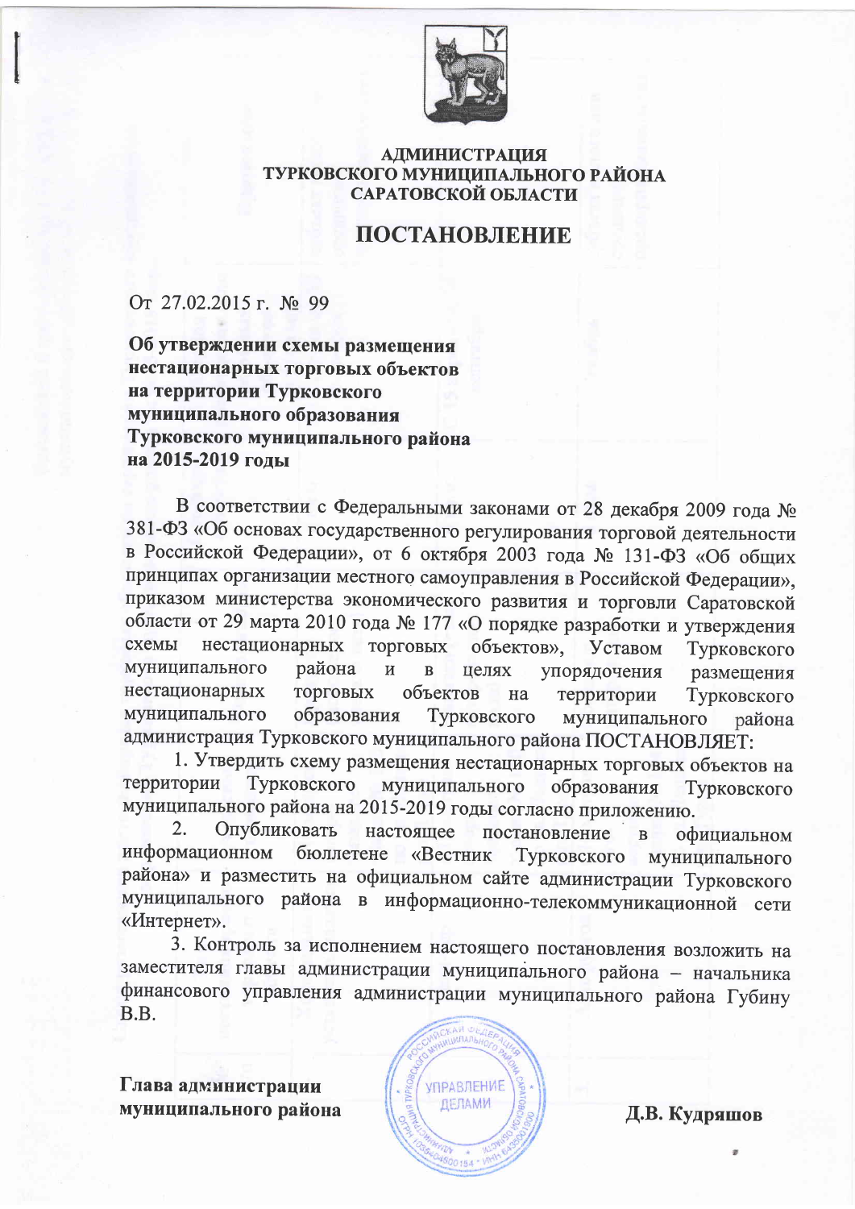**АДМИНИСТРАЦИЯ**
**ТУРКОВСКОГО МУНИЦИПАЛЬНОГО РАЙОНА**
**САРАТОВСКОЙ ОБЛАСТИ**

# ПОСТАНОВЛЕНИЕ

От 27.02.2015 г. № 99

**Об утверждении схемы размещения нестационарных торговых объектов на территории Турковского муниципального образования Турковского муниципального района на 2015-2019 годы**

В соответствии с Федеральными законами от 28 декабря 2009 года № 381-ФЗ «Об основах государственного регулирования торговой деятельности в Российской Федерации», от 6 октября 2003 года № 131-ФЗ «Об общих принципах организации местного самоуправления в Российской Федерации», приказом министерства экономического развития и торговли Саратовской области от 29 марта 2010 года № 177 «О порядке разработки и утверждения схемы нестационарных торговых объектов», Уставом Турковского муниципального района и в целях упорядочения размещения нестационарных торговых объектов на территории Турковского муниципального образования Турковского муниципального района администрация Турковского муниципального района ПОСТАНОВЛЯЕТ:

1. Утвердить схему размещения нестационарных торговых объектов на территории Турковского муниципального образования Турковского муниципального района на 2015-2019 годы согласно приложению.

2. Опубликовать настоящее постановление в официальном информационном бюллетене «Вестник Турковского муниципального района» и разместить на официальном сайте администрации Турковского муниципального района в информационно-телекоммуникационной сети «Интернет».

3. Контроль за исполнением настоящего постановления возложить на заместителя главы администрации муниципального района – начальника финансового управления администрации муниципального района Губину В.В.

**Глава администрации муниципального района** **Д.В. Кудряшов**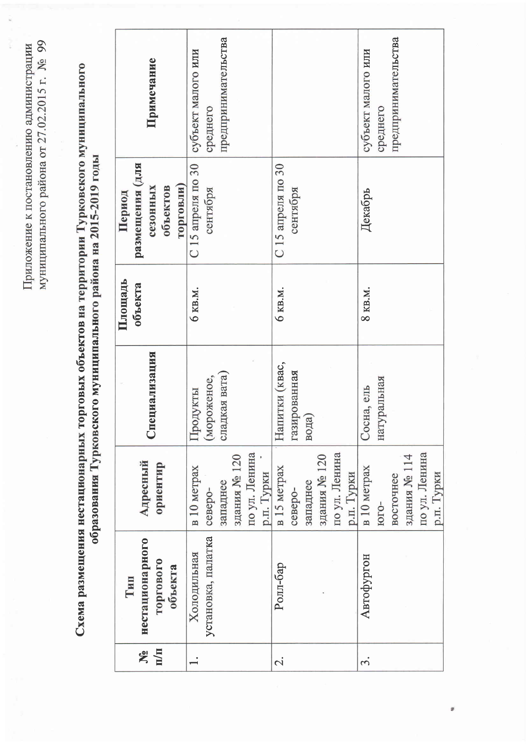Приложение к постановлению администрации муниципального района от 27.02.2015 г. № 99

**Схема размещения нестационарных торговых объектов на территории Турковского муниципального образования Турковского муниципального района на 2015-2019 годы**

| № п/п | Тип нестационарного торгового объекта | Адресный ориентир | Специализация | Площадь объекта | Период размещения (для сезонных объектов торговли) | Примечание |
|---|---|---|---|---|---|---|
| 1. | Холодильная установка, палатка | в 10 метрах северо-западнее здания № 120 по ул. Ленина р.п. Турки | Продукты (мороженое, сладкая вата) | 6 кв.м. | С 15 апреля по 30 сентября | субъект малого или среднего предпринимательства |
| 2. | Ролл-бар | в 15 метрах северо-западнее здания № 120 по ул. Ленина р.п. Турки | Напитки (квас, газированная вода) | 6 кв.м. | С 15 апреля по 30 сентября | |
| 3. | Автофургон | в 10 метрах юго-восточнее здания № 114 по ул. Ленина р.п. Турки | Сосна, ель натуральная | 8 кв.м. | Декабрь | субъект малого или среднего предпринимательства |